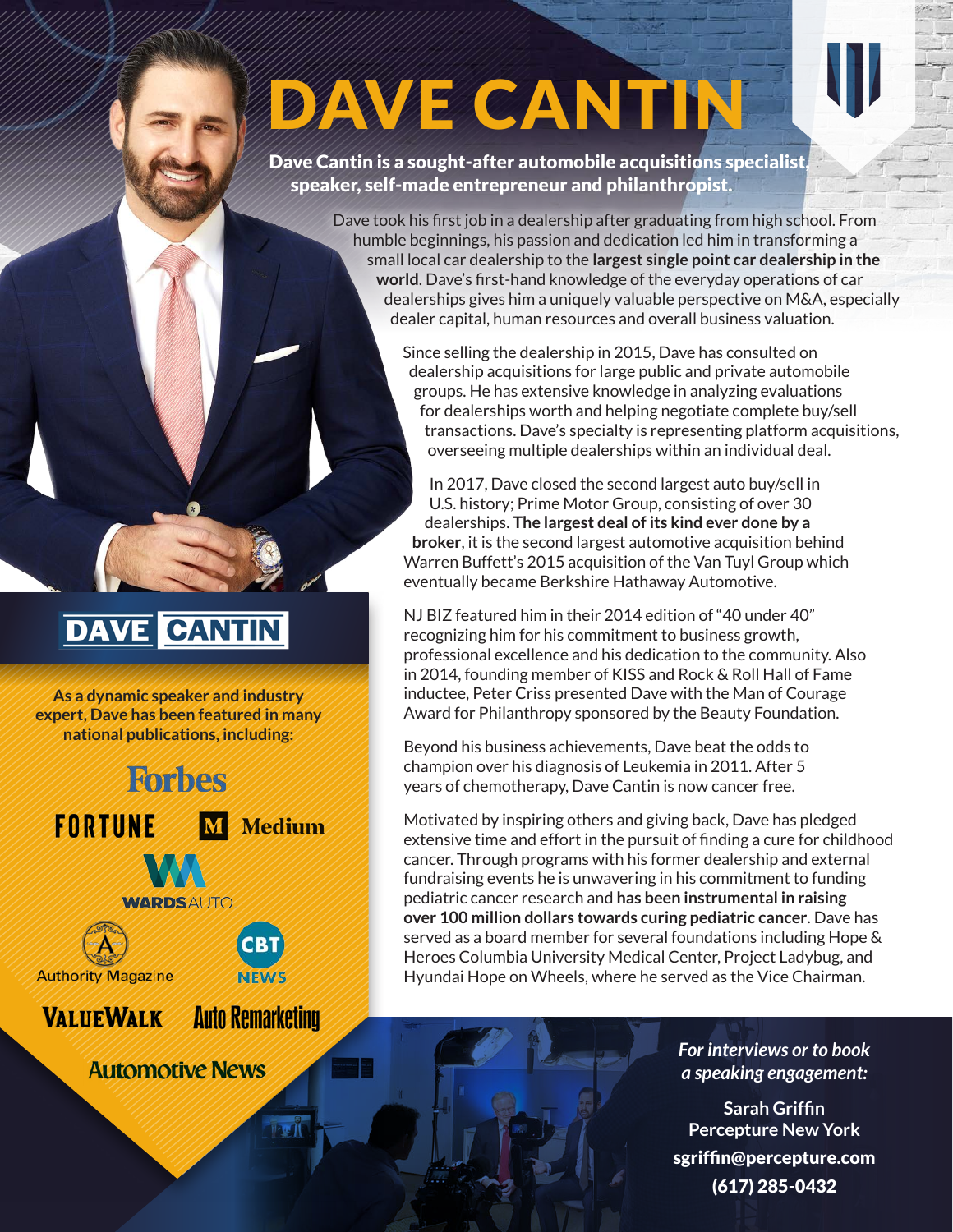# DAVE CANTIN

**Dave Cantin is a sought-after automobile acquisitions specialist, speaker, self-made entrepreneur and philanthropist.**

Dave took his first job in a dealership after graduating from high school. From humble beginnings, his passion and dedication led him in transforming a small local car dealership to the **largest single point car dealership in the world**. Dave's first-hand knowledge of the everyday operations of car dealerships gives him a uniquely valuable perspective on M&A, especially dealer capital, human resources and overall business valuation.

Since selling the dealership in 2015, Dave has consulted on dealership acquisitions for large public and private automobile groups. He has extensive knowledge in analyzing evaluations for dealerships worth and helping negotiate complete buy/sell transactions. Dave's specialty is representing platform acquisitions, overseeing multiple dealerships within an individual deal.

In 2017, Dave closed the second largest auto buy/sell in U.S. history; Prime Motor Group, consisting of over 30 dealerships. **The largest deal of its kind ever done by a broker**, it is the second largest automotive acquisition behind Warren Buffett's 2015 acquisition of the Van Tuyl Group which eventually became Berkshire Hathaway Automotive.

NJ BIZ featured him in their 2014 edition of "40 under 40" recognizing him for his commitment to business growth, professional excellence and his dedication to the community. Also in 2014, founding member of KISS and Rock & Roll Hall of Fame inductee, Peter Criss presented Dave with the Man of Courage Award for Philanthropy sponsored by the Beauty Foundation.

Beyond his business achievements, Dave beat the odds to champion over his diagnosis of Leukemia in 2011. After 5 years of chemotherapy, Dave Cantin is now cancer free.

Motivated by inspiring others and giving back, Dave has pledged extensive time and effort in the pursuit of finding a cure for childhood cancer. Through programs with his former dealership and external fundraising events he is unwavering in his commitment to funding pediatric cancer research and **has been instrumental in raising over 100 million dollars towards curing pediatric cancer**. Dave has served as a board member for several foundations including Hope & Heroes Columbia University Medical Center, Project Ladybug, and Hyundai Hope on Wheels, where he served as the Vice Chairman.

## DAVE CANTIN

**As a dynamic speaker and industry expert, Dave has been featured in many national publications, including:**

- Forbes
- FORTUNE
- Medium
- WARDSAUTO
- Authority Magazine
- CBT NEWS
- VALUEWALK
- Auto Remarketing
- Automotive News

*For interviews or to book a speaking engagement:*

**Sarah Griffin**
**Percepture New York**
**sgriffin@percepture.com**
**(617) 285-0432**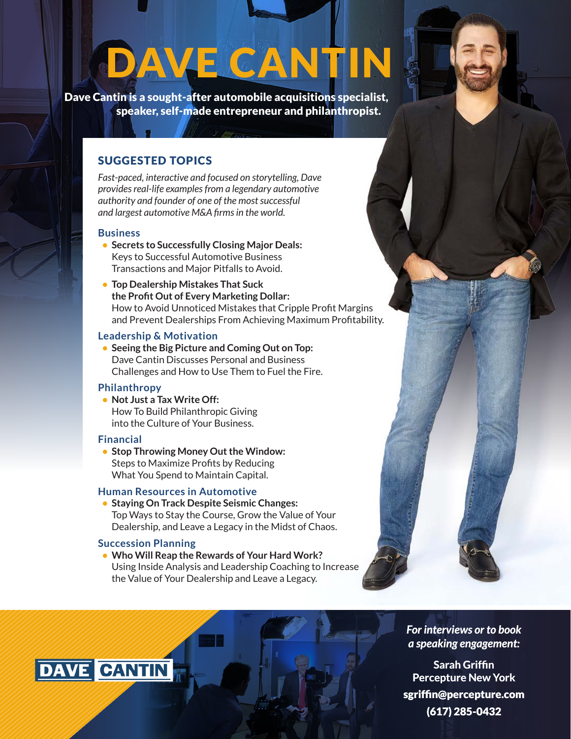# DAVE CANTIN

**Dave Cantin is a sought-after automobile acquisitions specialist, speaker, self-made entrepreneur and philanthropist.**

## SUGGESTED TOPICS

*Fast-paced, interactive and focused on storytelling, Dave provides real-life examples from a legendary automotive authority and founder of one of the most successful and largest automotive M&A firms in the world.*

### Business

- **Secrets to Successfully Closing Major Deals:** Keys to Successful Automotive Business Transactions and Major Pitfalls to Avoid.
- **Top Dealership Mistakes That Suck the Profit Out of Every Marketing Dollar:** How to Avoid Unnoticed Mistakes that Cripple Profit Margins and Prevent Dealerships From Achieving Maximum Profitability.

### Leadership & Motivation

- **Seeing the Big Picture and Coming Out on Top:** Dave Cantin Discusses Personal and Business Challenges and How to Use Them to Fuel the Fire.

### Philanthropy

- **Not Just a Tax Write Off:** How To Build Philanthropic Giving into the Culture of Your Business.

### Financial

- **Stop Throwing Money Out the Window:** Steps to Maximize Profits by Reducing What You Spend to Maintain Capital.

### Human Resources in Automotive

- **Staying On Track Despite Seismic Changes:** Top Ways to Stay the Course, Grow the Value of Your Dealership, and Leave a Legacy in the Midst of Chaos.

### Succession Planning

- **Who Will Reap the Rewards of Your Hard Work?** Using Inside Analysis and Leadership Coaching to Increase the Value of Your Dealership and Leave a Legacy.

DAVE CANTIN

*For interviews or to book a speaking engagement:*

**Sarah Griffin**
**Percepture New York**
**sgriffin@percepture.com**
**(617) 285-0432**